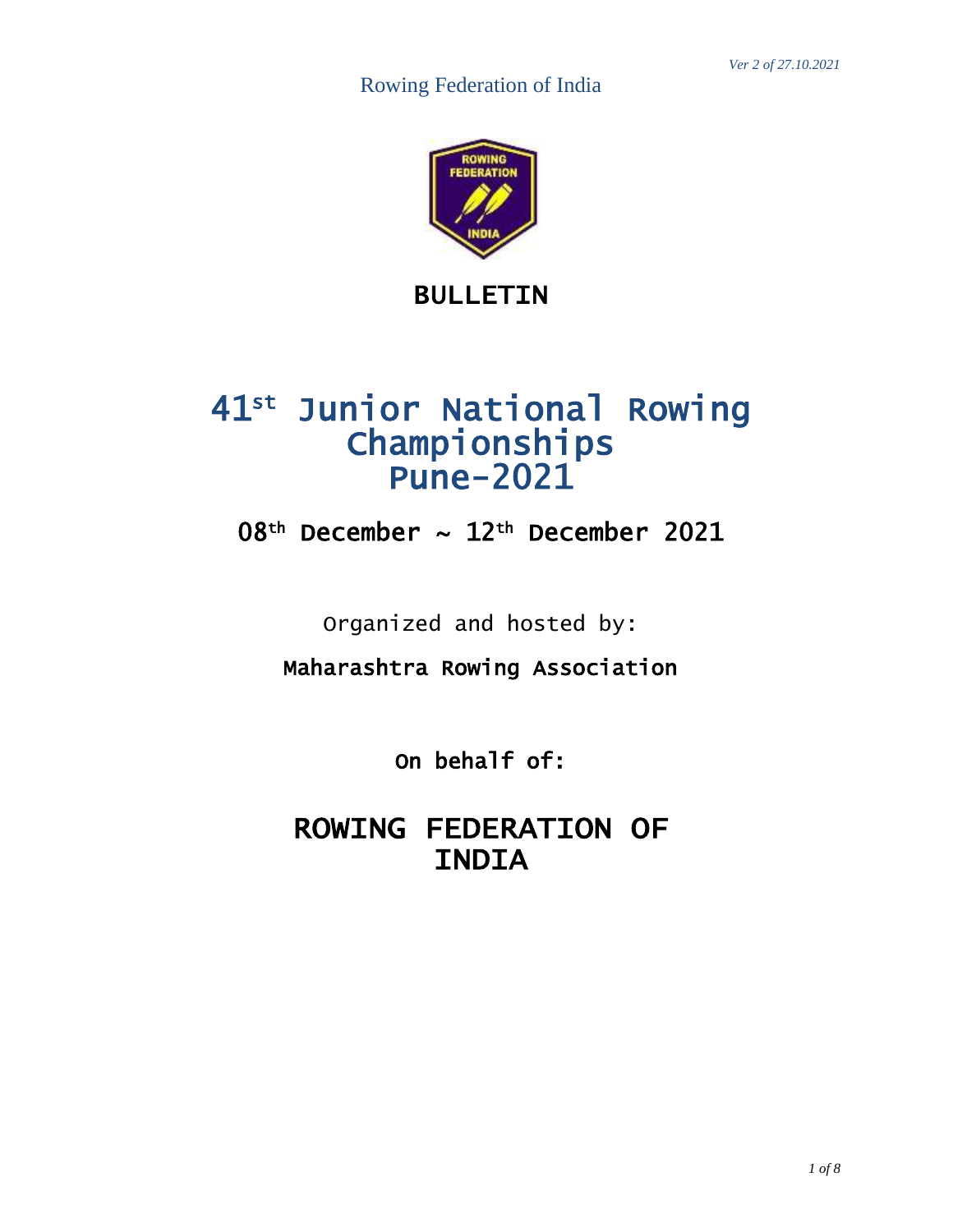*Ver 2 of 27.10.2021*

Rowing Federation of India

# BULLETIN

# 41st Junior National Rowing Championships Pune-2021

## 08th December ~ 12th December 2021

Organized and hosted by:

**Maharashtra Rowing Association**

**On behalf of:**

## ROWING FEDERATION OF INDIA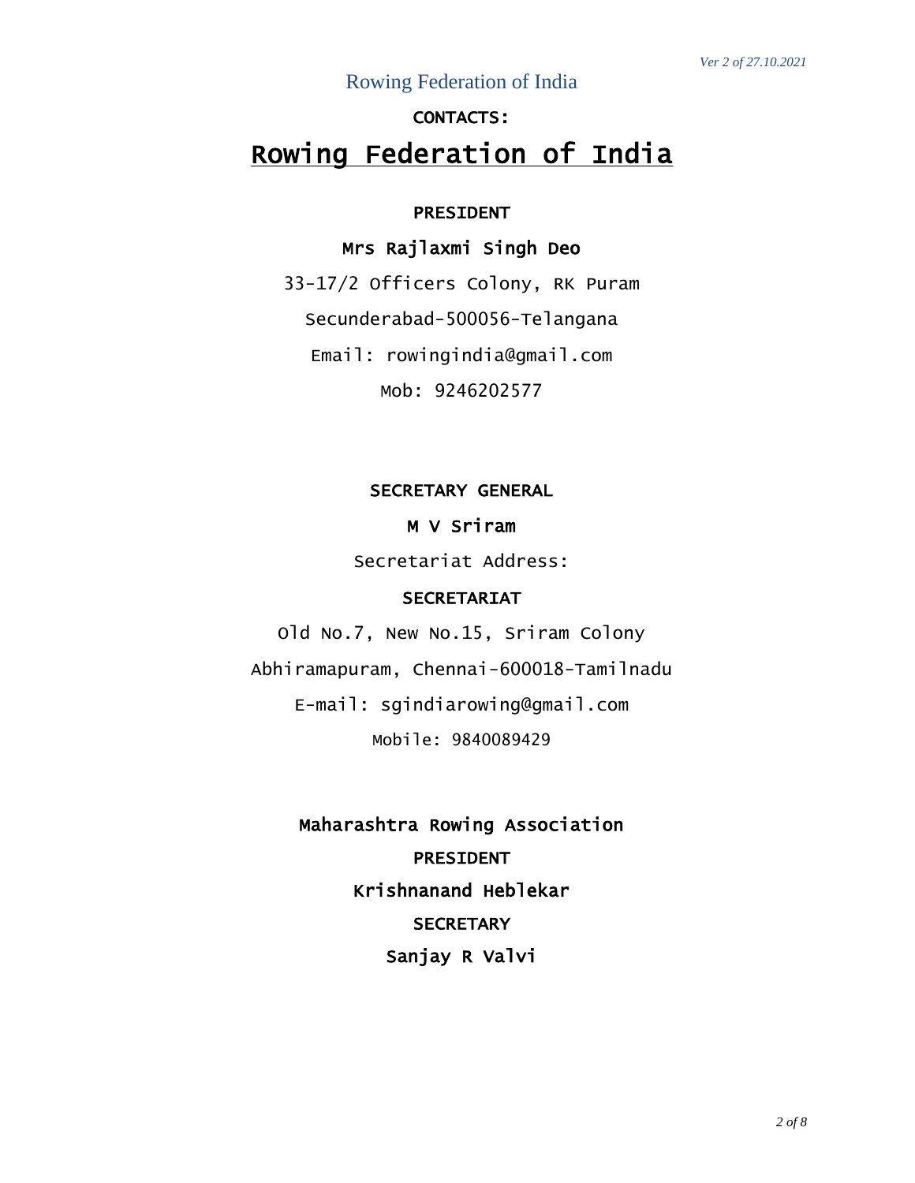CONTACTS:

# Rowing Federation of India

**PRESIDENT**

**Mrs Rajlaxmi Singh Deo**

33-17/2 Officers Colony, RK Puram

Secunderabad-500056-Telangana

Email: rowingindia@gmail.com

Mob: 9246202577

**SECRETARY GENERAL**

**M V Sriram**

Secretariat Address:

**SECRETARIAT**

Old No.7, New No.15, Sriram Colony

Abhiramapuram, Chennai-600018-Tamilnadu

E-mail: sgindiarowing@gmail.com

Mobile: 9840089429

**Maharashtra Rowing Association**

**PRESIDENT**

**Krishnanand Heblekar**

**SECRETARY**

**Sanjay R Valvi**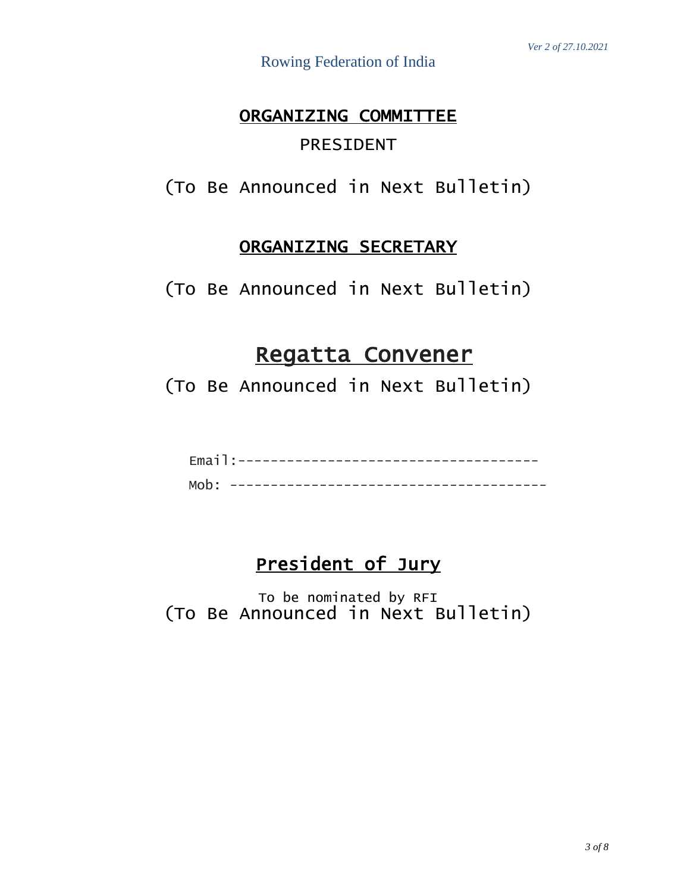## ORGANIZING COMMITTEE

PRESIDENT

(To Be Announced in Next Bulletin)

## ORGANIZING SECRETARY

(To Be Announced in Next Bulletin)

# Regatta Convener

(To Be Announced in Next Bulletin)

Email:------------------------------------

Mob: --------------------------------------

## President of Jury

To be nominated by RFI

(To Be Announced in Next Bulletin)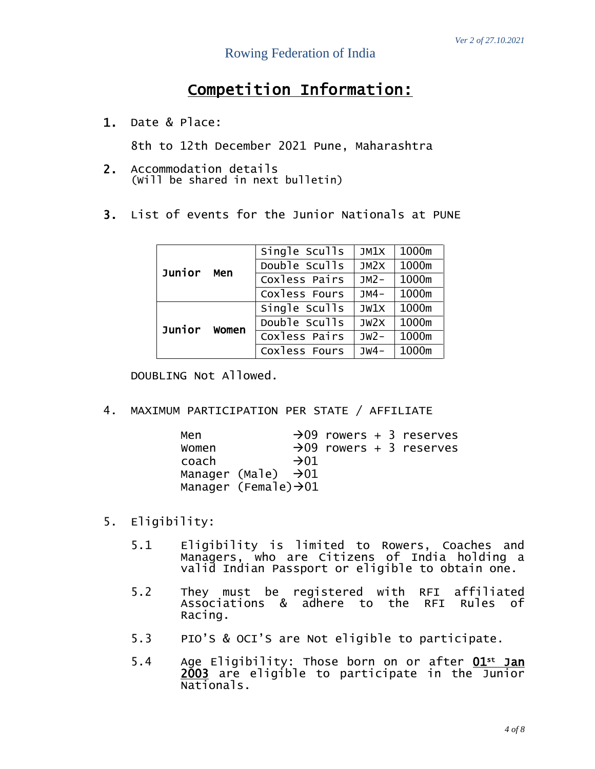# Rowing Federation of India

## Competition Information:

1. Date & Place:

   8th to 12th December 2021 Pune, Maharashtra

2. Accommodation details
   (Will be shared in next bulletin)

3. List of events for the Junior Nationals at PUNE

| | | | |
|---|---|---|---|
| **Junior Men** | Single Sculls | JM1X | 1000m |
| | Double Sculls | JM2X | 1000m |
| | Coxless Pairs | JM2- | 1000m |
| | Coxless Fours | JM4- | 1000m |
| **Junior Women** | Single Sculls | JW1X | 1000m |
| | Double Sculls | JW2X | 1000m |
| | Coxless Pairs | JW2- | 1000m |
| | Coxless Fours | JW4- | 1000m |

DOUBLING Not Allowed.

4. MAXIMUM PARTICIPATION PER STATE / AFFILIATE

   Men →09 rowers + 3 reserves
   Women →09 rowers + 3 reserves
   coach →01
   Manager (Male) →01
   Manager (Female)→01

5. Eligibility:

   5.1 Eligibility is limited to Rowers, Coaches and Managers, who are Citizens of India holding a valid Indian Passport or eligible to obtain one.

   5.2 They must be registered with RFI affiliated Associations & adhere to the RFI Rules of Racing.

   5.3 PIO'S & OCI'S are Not eligible to participate.

   5.4 Age Eligibility: Those born on or after **01st Jan 2003** are eligible to participate in the Junior Nationals.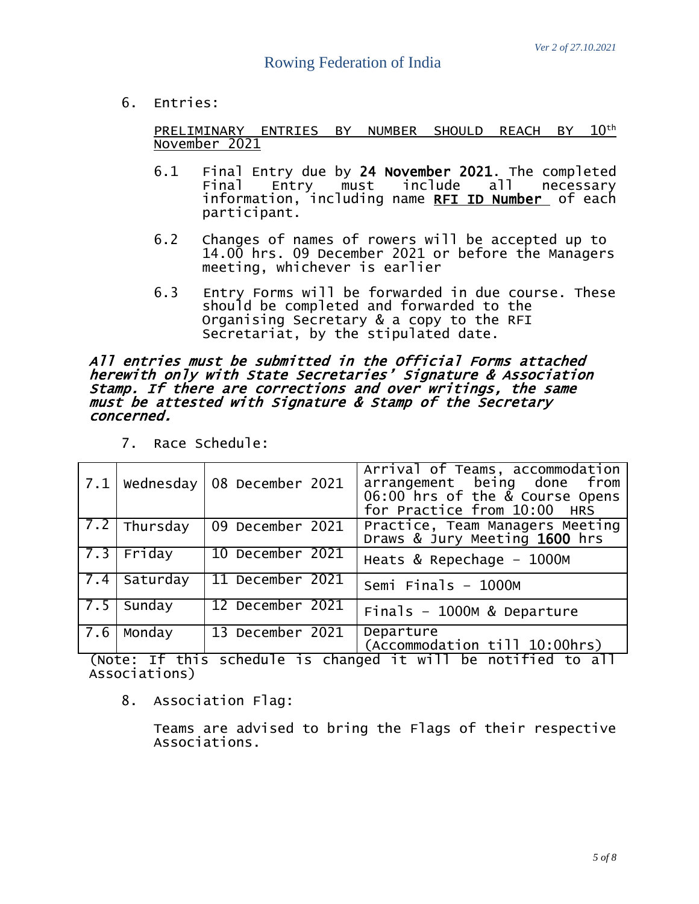6. Entries:

PRELIMINARY ENTRIES BY NUMBER SHOULD REACH BY 10th November 2021

6.1 Final Entry due by **24 November 2021**. The completed Final Entry must include all necessary information, including name **RFI ID Number** of each participant.

6.2 Changes of names of rowers will be accepted up to 14.00 hrs. 09 December 2021 or before the Managers meeting, whichever is earlier

6.3 Entry Forms will be forwarded in due course. These should be completed and forwarded to the Organising Secretary & a copy to the RFI Secretariat, by the stipulated date.

***All entries must be submitted in the Official Forms attached herewith only with State Secretaries' Signature & Association Stamp. If there are corrections and over writings, the same must be attested with Signature & Stamp of the Secretary concerned.***

7. Race Schedule:

| | | | |
|---|---|---|---|
| 7.1 | Wednesday | 08 December 2021 | Arrival of Teams, accommodation arrangement being done from 06:00 hrs of the & Course Opens for Practice from 10:00 HRS |
| 7.2 | Thursday | 09 December 2021 | Practice, Team Managers Meeting Draws & Jury Meeting **1600** hrs |
| 7.3 | Friday | 10 December 2021 | Heats & Repechage – 1000M |
| 7.4 | Saturday | 11 December 2021 | Semi Finals – 1000M |
| 7.5 | Sunday | 12 December 2021 | Finals – 1000M & Departure |
| 7.6 | Monday | 13 December 2021 | Departure (Accommodation till 10:00hrs) |

(Note: If this schedule is changed it will be notified to all Associations)

8. Association Flag:

Teams are advised to bring the Flags of their respective Associations.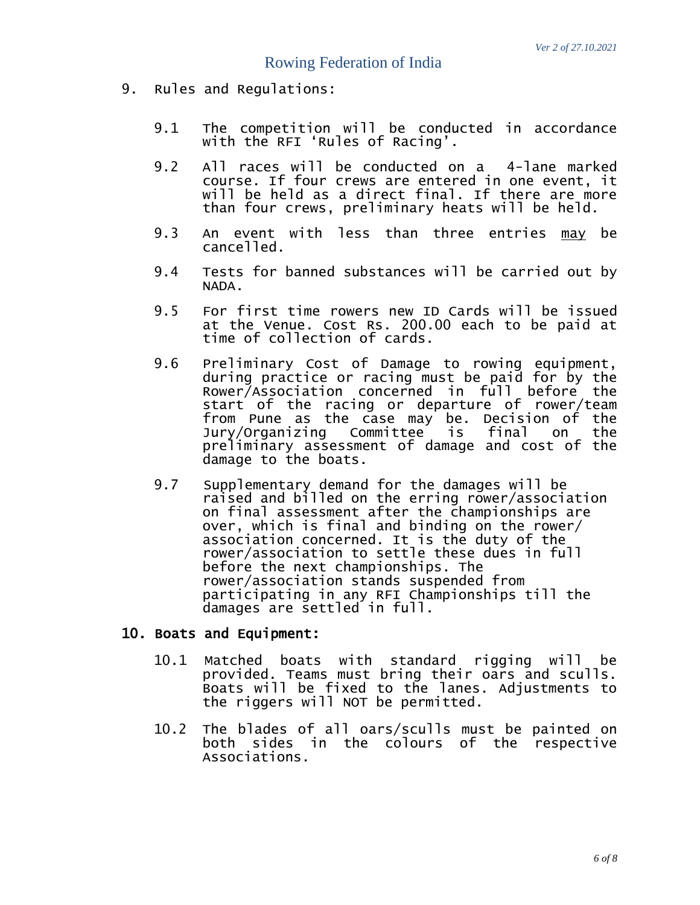## 9. Rules and Regulations:

9.1 The competition will be conducted in accordance with the RFI 'Rules of Racing'.

9.2 All races will be conducted on a 4-lane marked course. If four crews are entered in one event, it will be held as a direct final. If there are more than four crews, preliminary heats will be held.

9.3 An event with less than three entries <u>may</u> be cancelled.

9.4 Tests for banned substances will be carried out by NADA.

9.5 For first time rowers new ID Cards will be issued at the Venue. Cost Rs. 200.00 each to be paid at time of collection of cards.

9.6 Preliminary Cost of Damage to rowing equipment, during practice or racing must be paid for by the Rower/Association concerned in full before the start of the racing or departure of rower/team from Pune as the case may be. Decision of the Jury/Organizing Committee is final on the preliminary assessment of damage and cost of the damage to the boats.

9.7 Supplementary demand for the damages will be raised and billed on the erring rower/association on final assessment after the championships are over, which is final and binding on the rower/association concerned. It is the duty of the rower/association to settle these dues in full before the next championships. The rower/association stands suspended from participating in any RFI Championships till the damages are settled in full.

## 10. Boats and Equipment:

10.1 Matched boats with standard rigging will be provided. Teams must bring their oars and sculls. Boats will be fixed to the lanes. Adjustments to the riggers will NOT be permitted.

10.2 The blades of all oars/sculls must be painted on both sides in the colours of the respective Associations.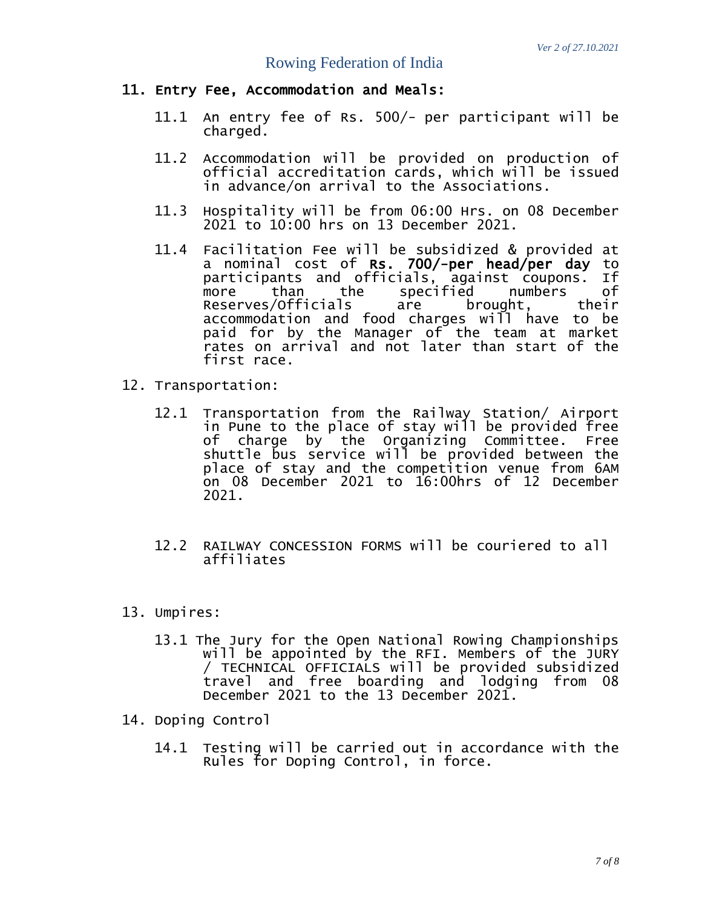## 11. Entry Fee, Accommodation and Meals:

11.1 An entry fee of Rs. 500/- per participant will be charged.

11.2 Accommodation will be provided on production of official accreditation cards, which will be issued in advance/on arrival to the Associations.

11.3 Hospitality will be from 06:00 Hrs. on 08 December 2021 to 10:00 hrs on 13 December 2021.

11.4 Facilitation Fee will be subsidized & provided at a nominal cost of **Rs. 700/-per head/per day** to participants and officials, against coupons. If more than the specified numbers of Reserves/Officials are brought, their accommodation and food charges will have to be paid for by the Manager of the team at market rates on arrival and not later than start of the first race.

## 12. Transportation:

12.1 Transportation from the Railway Station/ Airport in Pune to the place of stay will be provided free of charge by the Organizing Committee. Free shuttle bus service will be provided between the place of stay and the competition venue from 6AM on 08 December 2021 to 16:00hrs of 12 December 2021.

12.2 RAILWAY CONCESSION FORMS will be couriered to all affiliates

## 13. Umpires:

13.1 The Jury for the Open National Rowing Championships will be appointed by the RFI. Members of the JURY / TECHNICAL OFFICIALS will be provided subsidized travel and free boarding and lodging from 08 December 2021 to the 13 December 2021.

## 14. Doping Control

14.1 Testing will be carried out in accordance with the Rules for Doping Control, in force.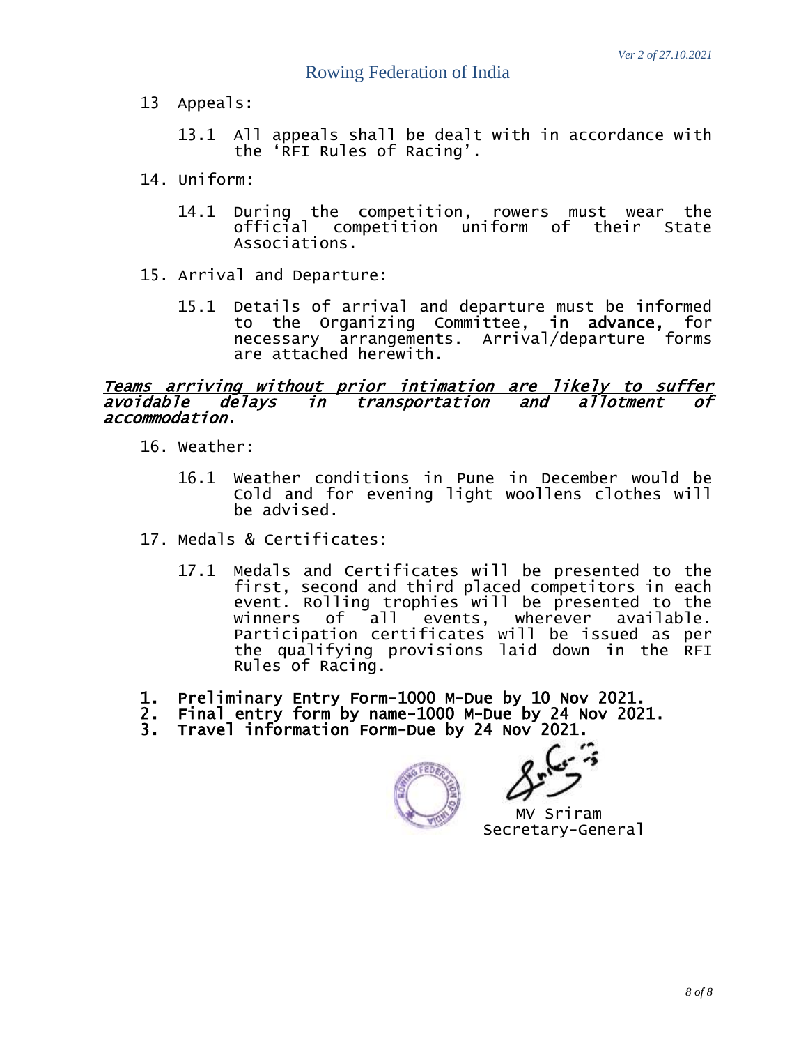13 Appeals:

13.1 All appeals shall be dealt with in accordance with the 'RFI Rules of Racing'.

14. Uniform:

14.1 During the competition, rowers must wear the official competition uniform of their State Associations.

15. Arrival and Departure:

15.1 Details of arrival and departure must be informed to the Organizing Committee, **in advance,** for necessary arrangements. Arrival/departure forms are attached herewith.

***Teams arriving without prior intimation are likely to suffer avoidable delays in transportation and allotment of accommodation.***

16. Weather:

16.1 Weather conditions in Pune in December would be Cold and for evening light woollens clothes will be advised.

17. Medals & Certificates:

17.1 Medals and Certificates will be presented to the first, second and third placed competitors in each event. Rolling trophies will be presented to the winners of all events, wherever available. Participation certificates will be issued as per the qualifying provisions laid down in the RFI Rules of Racing.

1. Preliminary Entry Form-1000 M-Due by 10 Nov 2021.
2. Final entry form by name-1000 M-Due by 24 Nov 2021.
3. Travel information Form-Due by 24 Nov 2021.

MV Sriram
Secretary-General